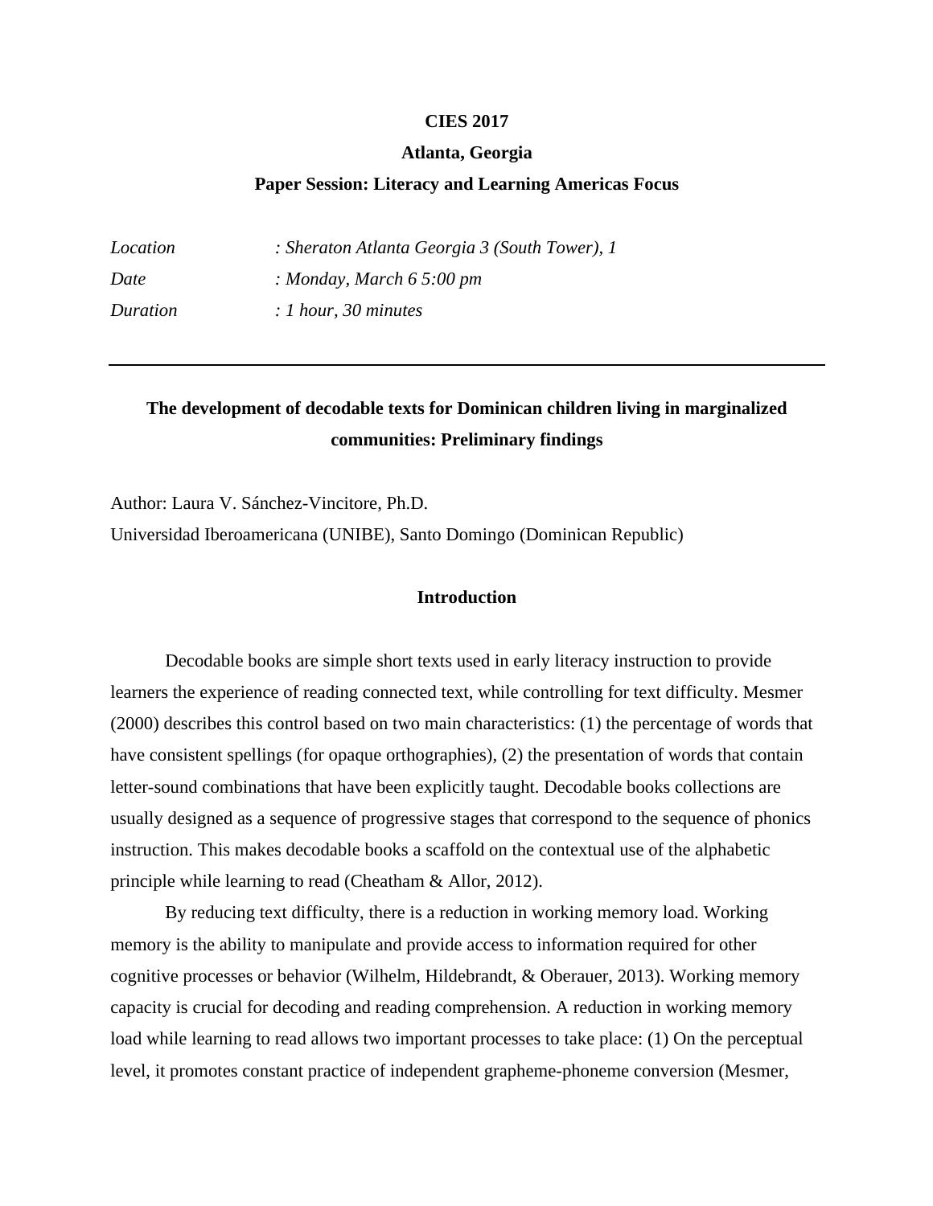**CIES 2017**

**Atlanta, Georgia**

**Paper Session: Literacy and Learning Americas Focus**

| | |
|---|---|
| *Location* | *: Sheraton Atlanta Georgia 3 (South Tower), 1* |
| *Date* | *: Monday, March 6 5:00 pm* |
| *Duration* | *: 1 hour, 30 minutes* |

---

# The development of decodable texts for Dominican children living in marginalized communities: Preliminary findings

Author: Laura V. Sánchez-Vincitore, Ph.D.

Universidad Iberoamericana (UNIBE), Santo Domingo (Dominican Republic)

## Introduction

Decodable books are simple short texts used in early literacy instruction to provide learners the experience of reading connected text, while controlling for text difficulty. Mesmer (2000) describes this control based on two main characteristics: (1) the percentage of words that have consistent spellings (for opaque orthographies), (2) the presentation of words that contain letter-sound combinations that have been explicitly taught. Decodable books collections are usually designed as a sequence of progressive stages that correspond to the sequence of phonics instruction. This makes decodable books a scaffold on the contextual use of the alphabetic principle while learning to read (Cheatham & Allor, 2012).

By reducing text difficulty, there is a reduction in working memory load. Working memory is the ability to manipulate and provide access to information required for other cognitive processes or behavior (Wilhelm, Hildebrandt, & Oberauer, 2013). Working memory capacity is crucial for decoding and reading comprehension. A reduction in working memory load while learning to read allows two important processes to take place: (1) On the perceptual level, it promotes constant practice of independent grapheme-phoneme conversion (Mesmer,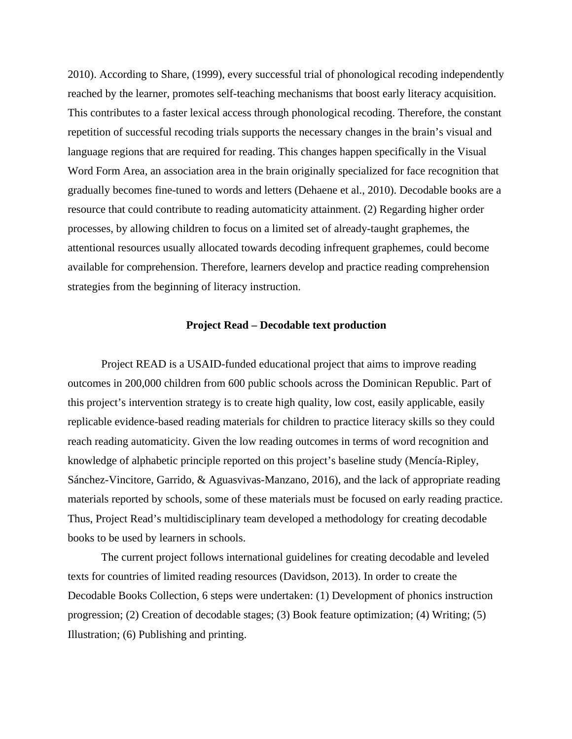2010). According to Share, (1999), every successful trial of phonological recoding independently reached by the learner, promotes self-teaching mechanisms that boost early literacy acquisition. This contributes to a faster lexical access through phonological recoding. Therefore, the constant repetition of successful recoding trials supports the necessary changes in the brain's visual and language regions that are required for reading. This changes happen specifically in the Visual Word Form Area, an association area in the brain originally specialized for face recognition that gradually becomes fine-tuned to words and letters (Dehaene et al., 2010). Decodable books are a resource that could contribute to reading automaticity attainment. (2) Regarding higher order processes, by allowing children to focus on a limited set of already-taught graphemes, the attentional resources usually allocated towards decoding infrequent graphemes, could become available for comprehension. Therefore, learners develop and practice reading comprehension strategies from the beginning of literacy instruction.

## Project Read – Decodable text production

Project READ is a USAID-funded educational project that aims to improve reading outcomes in 200,000 children from 600 public schools across the Dominican Republic. Part of this project's intervention strategy is to create high quality, low cost, easily applicable, easily replicable evidence-based reading materials for children to practice literacy skills so they could reach reading automaticity. Given the low reading outcomes in terms of word recognition and knowledge of alphabetic principle reported on this project's baseline study (Mencía-Ripley, Sánchez-Vincitore, Garrido, & Aguasvivas-Manzano, 2016), and the lack of appropriate reading materials reported by schools, some of these materials must be focused on early reading practice. Thus, Project Read's multidisciplinary team developed a methodology for creating decodable books to be used by learners in schools.

The current project follows international guidelines for creating decodable and leveled texts for countries of limited reading resources (Davidson, 2013). In order to create the Decodable Books Collection, 6 steps were undertaken: (1) Development of phonics instruction progression; (2) Creation of decodable stages; (3) Book feature optimization; (4) Writing; (5) Illustration; (6) Publishing and printing.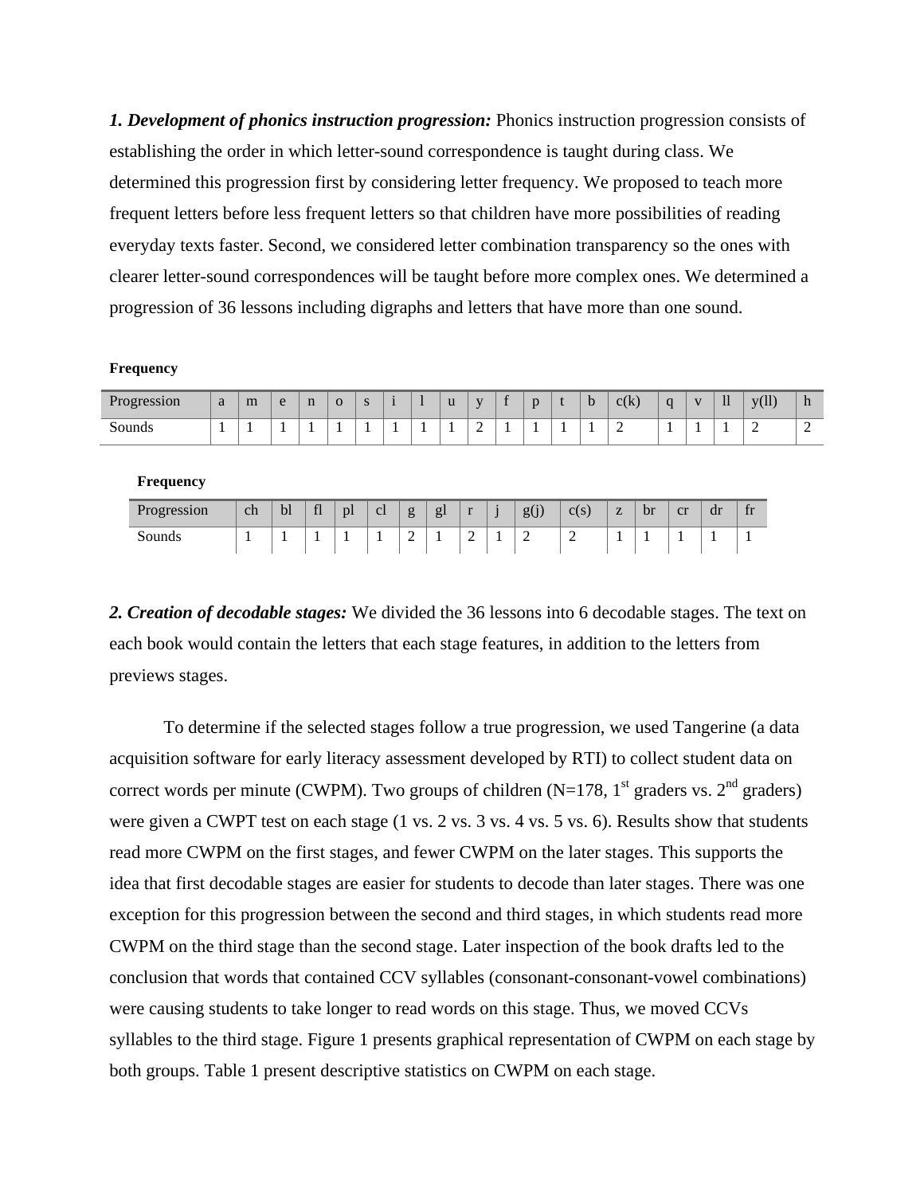***1. Development of phonics instruction progression:*** Phonics instruction progression consists of establishing the order in which letter-sound correspondence is taught during class. We determined this progression first by considering letter frequency. We proposed to teach more frequent letters before less frequent letters so that children have more possibilities of reading everyday texts faster. Second, we considered letter combination transparency so the ones with clearer letter-sound correspondences will be taught before more complex ones. We determined a progression of 36 lessons including digraphs and letters that have more than one sound.

**Frequency**

| Progression | a | m | e | n | o | s | i | l | u | y | f | p | t | b | c(k) | q | v | ll | y(ll) | h |
|---|---|---|---|---|---|---|---|---|---|---|---|---|---|---|---|---|---|---|---|---|
| Sounds | 1 | 1 | 1 | 1 | 1 | 1 | 1 | 1 | 1 | 2 | 1 | 1 | 1 | 1 | 2 | 1 | 1 | 1 | 2 | 2 |

**Frequency**

| Progression | ch | bl | fl | pl | cl | g | gl | r | j | g(j) | c(s) | z | br | cr | dr | fr |
|---|---|---|---|---|---|---|---|---|---|---|---|---|---|---|---|---|
| Sounds | 1 | 1 | 1 | 1 | 1 | 2 | 1 | 2 | 1 | 2 | 2 | 1 | 1 | 1 | 1 | 1 |

***2. Creation of decodable stages:*** We divided the 36 lessons into 6 decodable stages. The text on each book would contain the letters that each stage features, in addition to the letters from previews stages.

To determine if the selected stages follow a true progression, we used Tangerine (a data acquisition software for early literacy assessment developed by RTI) to collect student data on correct words per minute (CWPM). Two groups of children (N=178, 1st graders vs. 2nd graders) were given a CWPT test on each stage (1 vs. 2 vs. 3 vs. 4 vs. 5 vs. 6). Results show that students read more CWPM on the first stages, and fewer CWPM on the later stages. This supports the idea that first decodable stages are easier for students to decode than later stages. There was one exception for this progression between the second and third stages, in which students read more CWPM on the third stage than the second stage. Later inspection of the book drafts led to the conclusion that words that contained CCV syllables (consonant-consonant-vowel combinations) were causing students to take longer to read words on this stage. Thus, we moved CCVs syllables to the third stage. Figure 1 presents graphical representation of CWPM on each stage by both groups. Table 1 present descriptive statistics on CWPM on each stage.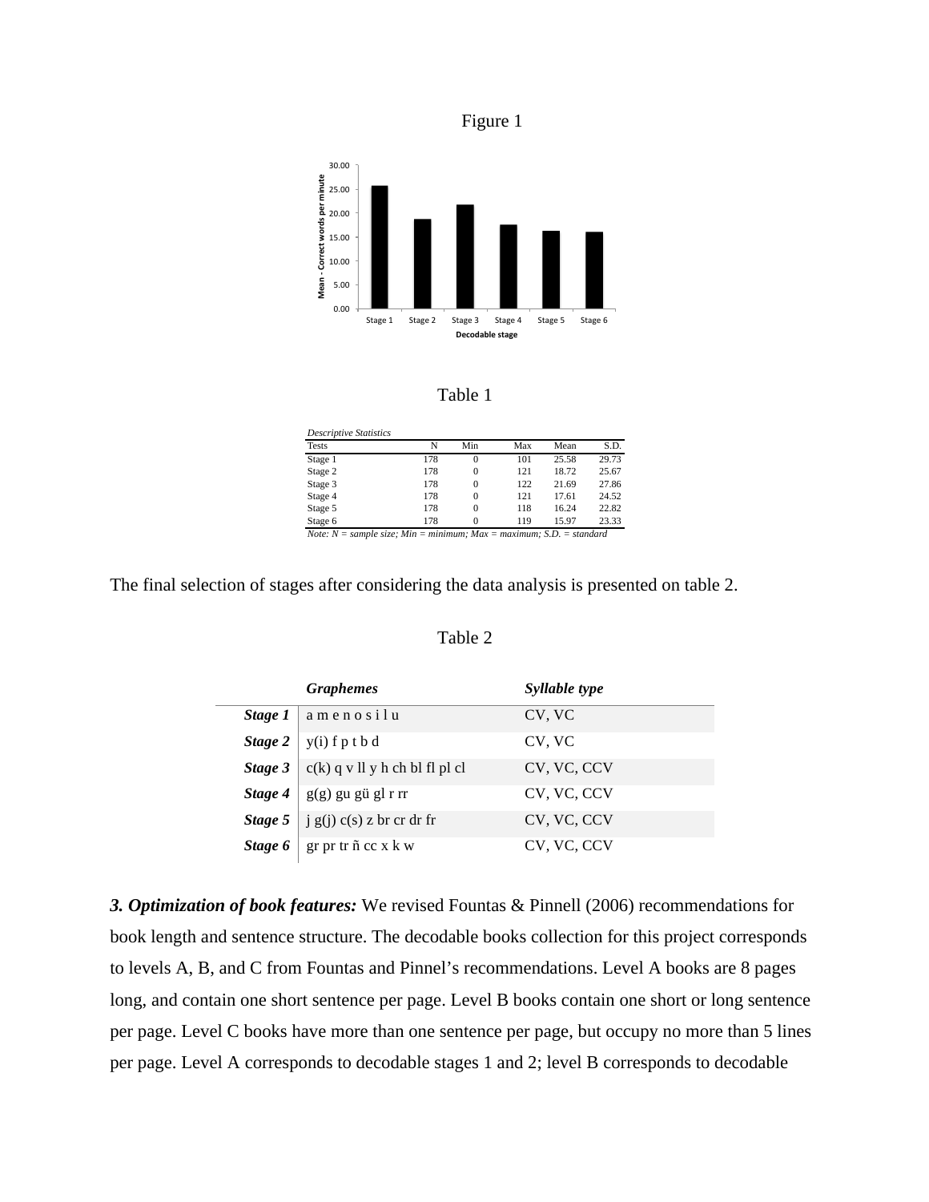Figure 1

Table 1

| *Descriptive Statistics* | | | | | |
|---|---|---|---|---|---|
| Tests | N | Min | Max | Mean | S.D. |
| Stage 1 | 178 | 0 | 101 | 25.58 | 29.73 |
| Stage 2 | 178 | 0 | 121 | 18.72 | 25.67 |
| Stage 3 | 178 | 0 | 122 | 21.69 | 27.86 |
| Stage 4 | 178 | 0 | 121 | 17.61 | 24.52 |
| Stage 5 | 178 | 0 | 118 | 16.24 | 22.82 |
| Stage 6 | 178 | 0 | 119 | 15.97 | 23.33 |

*Note: N = sample size; Min = minimum; Max = maximum; S.D. = standard*

The final selection of stages after considering the data analysis is presented on table 2.

Table 2

| | *Graphemes* | *Syllable type* |
|---|---|---|
| ***Stage 1*** | a m e n o s i l u | CV, VC |
| ***Stage 2*** | y(i) f p t b d | CV, VC |
| ***Stage 3*** | c(k) q v ll y h ch bl fl pl cl | CV, VC, CCV |
| ***Stage 4*** | g(g) gu gü gl r rr | CV, VC, CCV |
| ***Stage 5*** | j g(j) c(s) z br cr dr fr | CV, VC, CCV |
| ***Stage 6*** | gr pr tr ñ cc x k w | CV, VC, CCV |

***3. Optimization of book features:*** We revised Fountas & Pinnell (2006) recommendations for book length and sentence structure. The decodable books collection for this project corresponds to levels A, B, and C from Fountas and Pinnel's recommendations. Level A books are 8 pages long, and contain one short sentence per page. Level B books contain one short or long sentence per page. Level C books have more than one sentence per page, but occupy no more than 5 lines per page. Level A corresponds to decodable stages 1 and 2; level B corresponds to decodable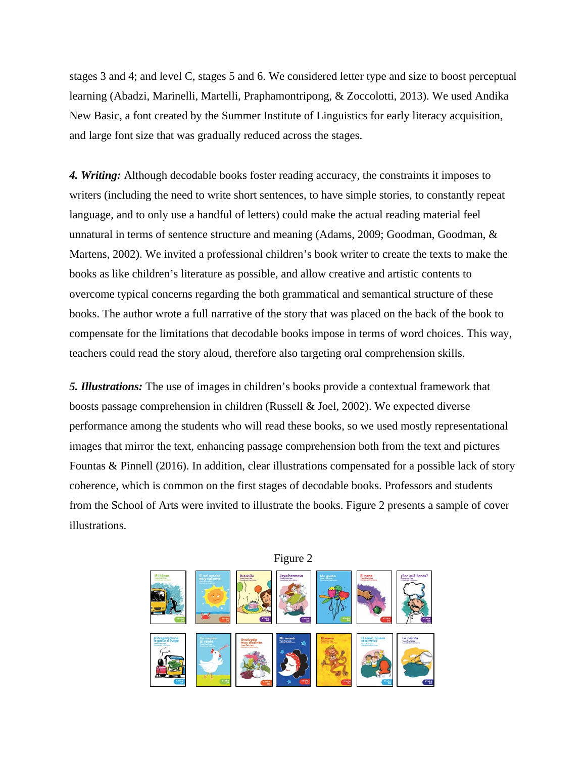stages 3 and 4; and level C, stages 5 and 6. We considered letter type and size to boost perceptual learning (Abadzi, Marinelli, Martelli, Praphamontripong, & Zoccolotti, 2013). We used Andika New Basic, a font created by the Summer Institute of Linguistics for early literacy acquisition, and large font size that was gradually reduced across the stages.

***4. Writing:*** Although decodable books foster reading accuracy, the constraints it imposes to writers (including the need to write short sentences, to have simple stories, to constantly repeat language, and to only use a handful of letters) could make the actual reading material feel unnatural in terms of sentence structure and meaning (Adams, 2009; Goodman, Goodman, & Martens, 2002). We invited a professional children's book writer to create the texts to make the books as like children's literature as possible, and allow creative and artistic contents to overcome typical concerns regarding the both grammatical and semantical structure of these books. The author wrote a full narrative of the story that was placed on the back of the book to compensate for the limitations that decodable books impose in terms of word choices. This way, teachers could read the story aloud, therefore also targeting oral comprehension skills.

***5. Illustrations:*** The use of images in children's books provide a contextual framework that boosts passage comprehension in children (Russell & Joel, 2002). We expected diverse performance among the students who will read these books, so we used mostly representational images that mirror the text, enhancing passage comprehension both from the text and pictures Fountas & Pinnell (2016). In addition, clear illustrations compensated for a possible lack of story coherence, which is common on the first stages of decodable books. Professors and students from the School of Arts were invited to illustrate the books. Figure 2 presents a sample of cover illustrations.

Figure 2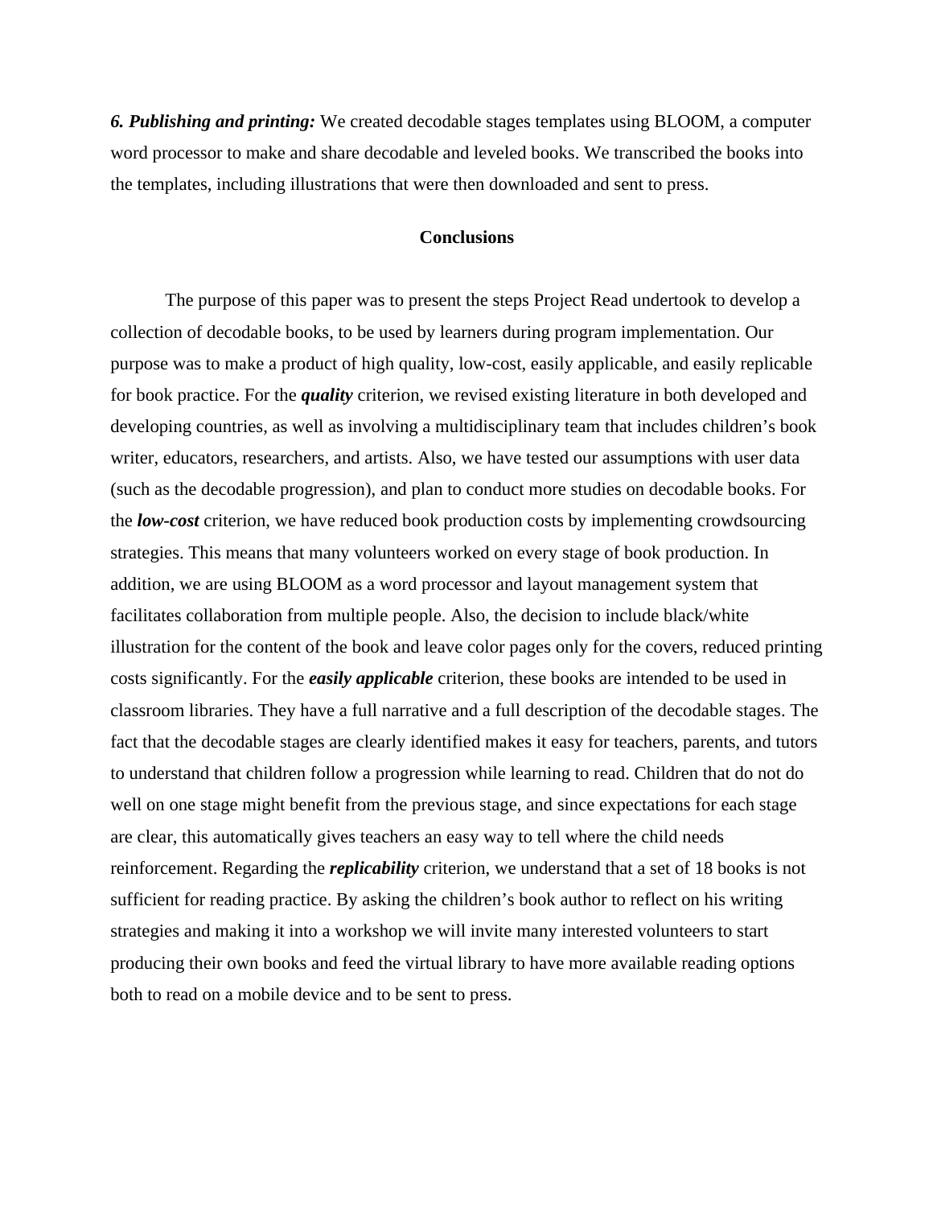***6. Publishing and printing:*** We created decodable stages templates using BLOOM, a computer word processor to make and share decodable and leveled books. We transcribed the books into the templates, including illustrations that were then downloaded and sent to press.

## Conclusions

The purpose of this paper was to present the steps Project Read undertook to develop a collection of decodable books, to be used by learners during program implementation. Our purpose was to make a product of high quality, low-cost, easily applicable, and easily replicable for book practice. For the ***quality*** criterion, we revised existing literature in both developed and developing countries, as well as involving a multidisciplinary team that includes children's book writer, educators, researchers, and artists. Also, we have tested our assumptions with user data (such as the decodable progression), and plan to conduct more studies on decodable books. For the ***low-cost*** criterion, we have reduced book production costs by implementing crowdsourcing strategies. This means that many volunteers worked on every stage of book production. In addition, we are using BLOOM as a word processor and layout management system that facilitates collaboration from multiple people. Also, the decision to include black/white illustration for the content of the book and leave color pages only for the covers, reduced printing costs significantly. For the ***easily applicable*** criterion, these books are intended to be used in classroom libraries. They have a full narrative and a full description of the decodable stages. The fact that the decodable stages are clearly identified makes it easy for teachers, parents, and tutors to understand that children follow a progression while learning to read. Children that do not do well on one stage might benefit from the previous stage, and since expectations for each stage are clear, this automatically gives teachers an easy way to tell where the child needs reinforcement. Regarding the ***replicability*** criterion, we understand that a set of 18 books is not sufficient for reading practice. By asking the children's book author to reflect on his writing strategies and making it into a workshop we will invite many interested volunteers to start producing their own books and feed the virtual library to have more available reading options both to read on a mobile device and to be sent to press.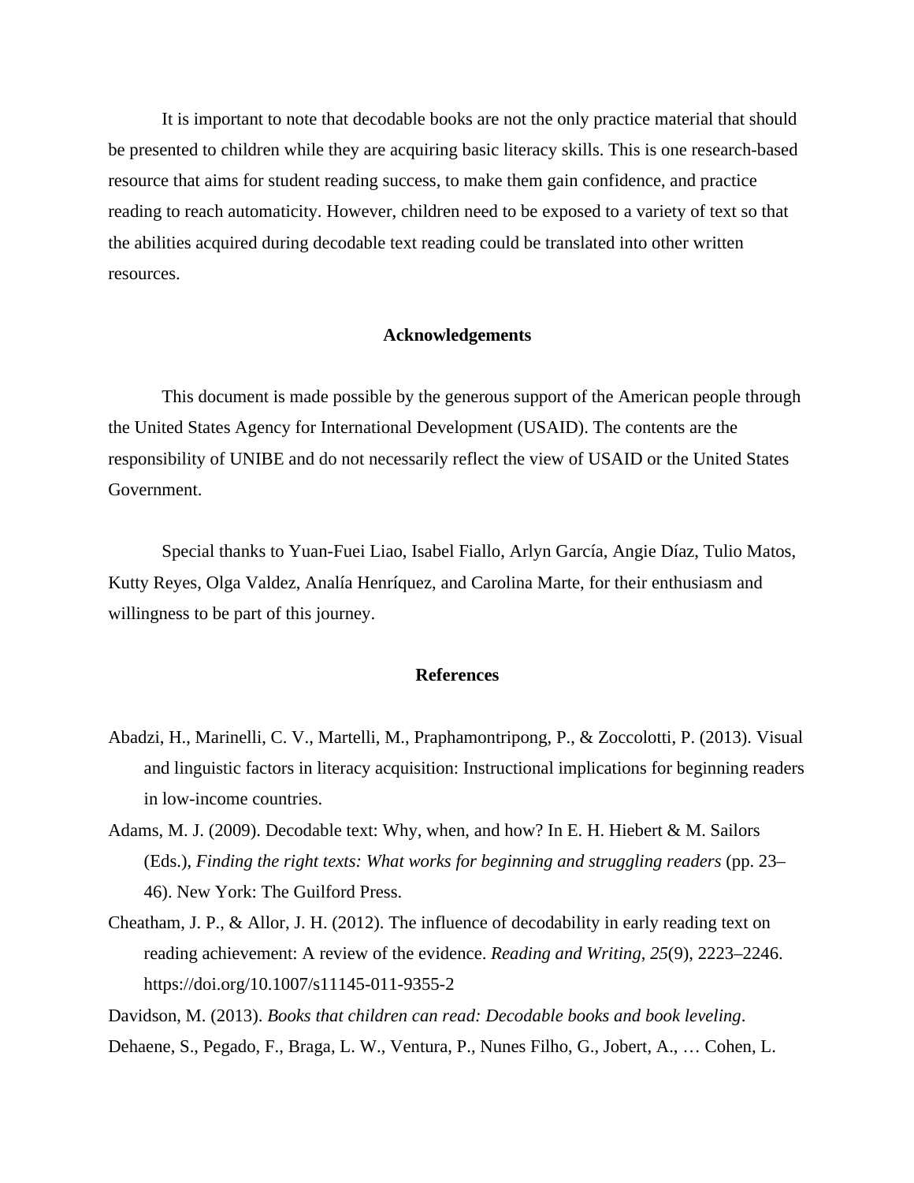It is important to note that decodable books are not the only practice material that should be presented to children while they are acquiring basic literacy skills. This is one research-based resource that aims for student reading success, to make them gain confidence, and practice reading to reach automaticity. However, children need to be exposed to a variety of text so that the abilities acquired during decodable text reading could be translated into other written resources.

## Acknowledgements

This document is made possible by the generous support of the American people through the United States Agency for International Development (USAID). The contents are the responsibility of UNIBE and do not necessarily reflect the view of USAID or the United States Government.

Special thanks to Yuan-Fuei Liao, Isabel Fiallo, Arlyn García, Angie Díaz, Tulio Matos, Kutty Reyes, Olga Valdez, Analía Henríquez, and Carolina Marte, for their enthusiasm and willingness to be part of this journey.

## References

Abadzi, H., Marinelli, C. V., Martelli, M., Praphamontripong, P., & Zoccolotti, P. (2013). Visual and linguistic factors in literacy acquisition: Instructional implications for beginning readers in low-income countries.

Adams, M. J. (2009). Decodable text: Why, when, and how? In E. H. Hiebert & M. Sailors (Eds.), *Finding the right texts: What works for beginning and struggling readers* (pp. 23–46). New York: The Guilford Press.

Cheatham, J. P., & Allor, J. H. (2012). The influence of decodability in early reading text on reading achievement: A review of the evidence. *Reading and Writing*, *25*(9), 2223–2246. https://doi.org/10.1007/s11145-011-9355-2

Davidson, M. (2013). *Books that children can read: Decodable books and book leveling*.

Dehaene, S., Pegado, F., Braga, L. W., Ventura, P., Nunes Filho, G., Jobert, A., … Cohen, L.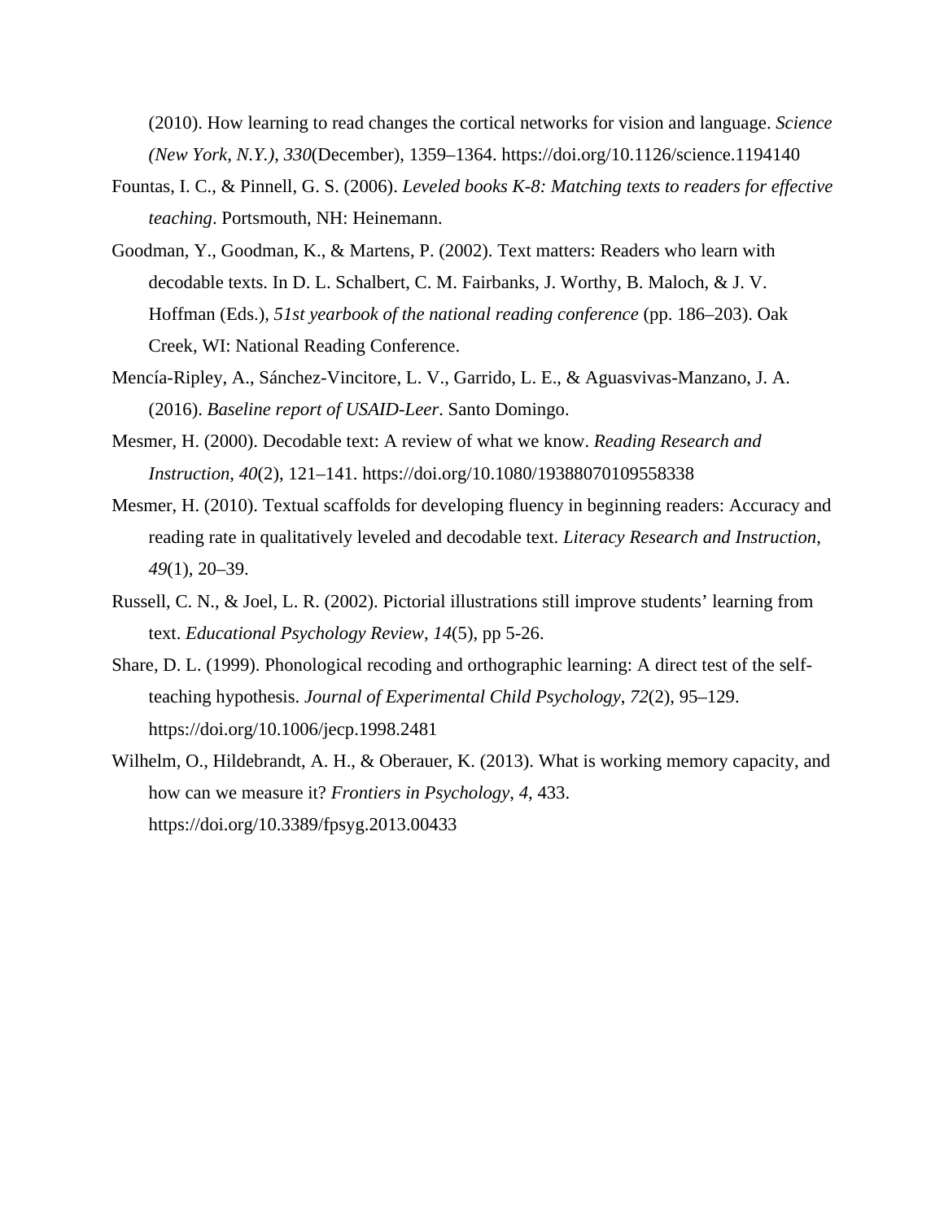(2010). How learning to read changes the cortical networks for vision and language. *Science (New York, N.Y.), 330*(December), 1359–1364. https://doi.org/10.1126/science.1194140

Fountas, I. C., & Pinnell, G. S. (2006). *Leveled books K-8: Matching texts to readers for effective teaching*. Portsmouth, NH: Heinemann.

Goodman, Y., Goodman, K., & Martens, P. (2002). Text matters: Readers who learn with decodable texts. In D. L. Schalbert, C. M. Fairbanks, J. Worthy, B. Maloch, & J. V. Hoffman (Eds.), *51st yearbook of the national reading conference* (pp. 186–203). Oak Creek, WI: National Reading Conference.

Mencía-Ripley, A., Sánchez-Vincitore, L. V., Garrido, L. E., & Aguasvivas-Manzano, J. A. (2016). *Baseline report of USAID-Leer*. Santo Domingo.

Mesmer, H. (2000). Decodable text: A review of what we know. *Reading Research and Instruction*, *40*(2), 121–141. https://doi.org/10.1080/19388070109558338

Mesmer, H. (2010). Textual scaffolds for developing fluency in beginning readers: Accuracy and reading rate in qualitatively leveled and decodable text. *Literacy Research and Instruction, 49*(1), 20–39.

Russell, C. N., & Joel, L. R. (2002). Pictorial illustrations still improve students' learning from text. *Educational Psychology Review*, *14*(5), pp 5-26.

Share, D. L. (1999). Phonological recoding and orthographic learning: A direct test of the self-teaching hypothesis. *Journal of Experimental Child Psychology*, *72*(2), 95–129. https://doi.org/10.1006/jecp.1998.2481

Wilhelm, O., Hildebrandt, A. H., & Oberauer, K. (2013). What is working memory capacity, and how can we measure it? *Frontiers in Psychology*, *4*, 433. https://doi.org/10.3389/fpsyg.2013.00433